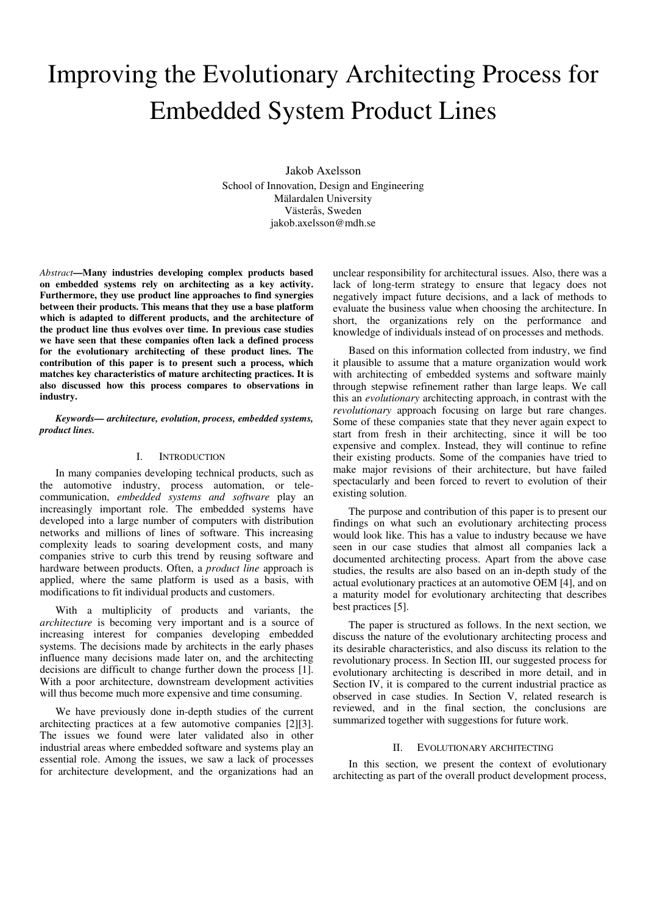# Improving the Evolutionary Architecting Process for Embedded System Product Lines

Jakob Axelsson
School of Innovation, Design and Engineering
Mälardalen University
Västerås, Sweden
jakob.axelsson@mdh.se

*Abstract*—**Many industries developing complex products based on embedded systems rely on architecting as a key activity. Furthermore, they use product line approaches to find synergies between their products. This means that they use a base platform which is adapted to different products, and the architecture of the product line thus evolves over time. In previous case studies we have seen that these companies often lack a defined process for the evolutionary architecting of these product lines. The contribution of this paper is to present such a process, which matches key characteristics of mature architecting practices. It is also discussed how this process compares to observations in industry.**

***Keywords— architecture, evolution, process, embedded systems, product lines.***

## I. Introduction

In many companies developing technical products, such as the automotive industry, process automation, or tele-communication, *embedded systems and software* play an increasingly important role. The embedded systems have developed into a large number of computers with distribution networks and millions of lines of software. This increasing complexity leads to soaring development costs, and many companies strive to curb this trend by reusing software and hardware between products. Often, a *product line* approach is applied, where the same platform is used as a basis, with modifications to fit individual products and customers.

With a multiplicity of products and variants, the *architecture* is becoming very important and is a source of increasing interest for companies developing embedded systems. The decisions made by architects in the early phases influence many decisions made later on, and the architecting decisions are difficult to change further down the process [1]. With a poor architecture, downstream development activities will thus become much more expensive and time consuming.

We have previously done in-depth studies of the current architecting practices at a few automotive companies [2][3]. The issues we found were later validated also in other industrial areas where embedded software and systems play an essential role. Among the issues, we saw a lack of processes for architecture development, and the organizations had an unclear responsibility for architectural issues. Also, there was a lack of long-term strategy to ensure that legacy does not negatively impact future decisions, and a lack of methods to evaluate the business value when choosing the architecture. In short, the organizations rely on the performance and knowledge of individuals instead of on processes and methods.

Based on this information collected from industry, we find it plausible to assume that a mature organization would work with architecting of embedded systems and software mainly through stepwise refinement rather than large leaps. We call this an *evolutionary* architecting approach, in contrast with the *revolutionary* approach focusing on large but rare changes. Some of these companies state that they never again expect to start from fresh in their architecting, since it will be too expensive and complex. Instead, they will continue to refine their existing products. Some of the companies have tried to make major revisions of their architecture, but have failed spectacularly and been forced to revert to evolution of their existing solution.

The purpose and contribution of this paper is to present our findings on what such an evolutionary architecting process would look like. This has a value to industry because we have seen in our case studies that almost all companies lack a documented architecting process. Apart from the above case studies, the results are also based on an in-depth study of the actual evolutionary practices at an automotive OEM [4], and on a maturity model for evolutionary architecting that describes best practices [5].

The paper is structured as follows. In the next section, we discuss the nature of the evolutionary architecting process and its desirable characteristics, and also discuss its relation to the revolutionary process. In Section III, our suggested process for evolutionary architecting is described in more detail, and in Section IV, it is compared to the current industrial practice as observed in case studies. In Section V, related research is reviewed, and in the final section, the conclusions are summarized together with suggestions for future work.

## II. Evolutionary architecting

In this section, we present the context of evolutionary architecting as part of the overall product development process,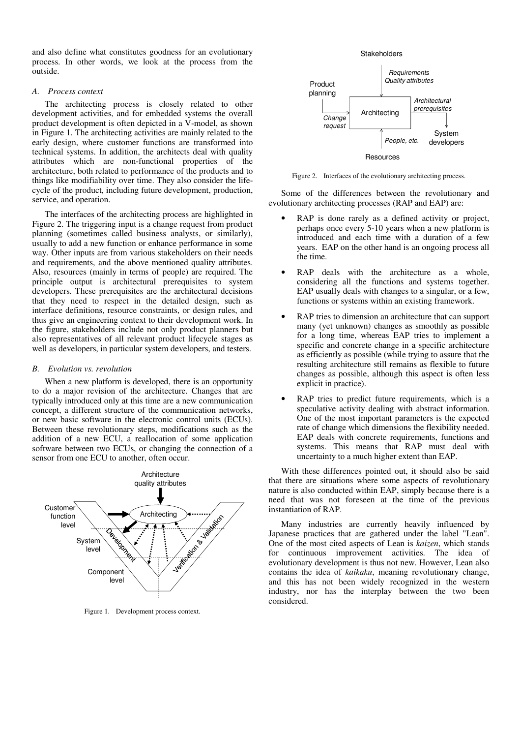and also define what constitutes goodness for an evolutionary process. In other words, we look at the process from the outside.

### A. Process context

The architecting process is closely related to other development activities, and for embedded systems the overall product development is often depicted in a V-model, as shown in Figure 1. The architecting activities are mainly related to the early design, where customer functions are transformed into technical systems. In addition, the architects deal with quality attributes which are non-functional properties of the architecture, both related to performance of the products and to things like modifiability over time. They also consider the life-cycle of the product, including future development, production, service, and operation.

The interfaces of the architecting process are highlighted in Figure 2. The triggering input is a change request from product planning (sometimes called business analysts, or similarly), usually to add a new function or enhance performance in some way. Other inputs are from various stakeholders on their needs and requirements, and the above mentioned quality attributes. Also, resources (mainly in terms of people) are required. The principle output is architectural prerequisites to system developers. These prerequisites are the architectural decisions that they need to respect in the detailed design, such as interface definitions, resource constraints, or design rules, and thus give an engineering context to their development work. In the figure, stakeholders include not only product planners but also representatives of all relevant product lifecycle stages as well as developers, in particular system developers, and testers.

### B. Evolution vs. revolution

When a new platform is developed, there is an opportunity to do a major revision of the architecture. Changes that are typically introduced only at this time are a new communication concept, a different structure of the communication networks, or new basic software in the electronic control units (ECUs). Between these revolutionary steps, modifications such as the addition of a new ECU, a reallocation of some application software between two ECUs, or changing the connection of a sensor from one ECU to another, often occur.

Architecture quality attributes

Customer function level

System level

Component level

Architecting

Development

Verification & Validation

Figure 1. Development process context.

Stakeholders

Requirements
Quality attributes

Product planning

Change request

Architecting

Architectural prerequisites

System developers

People, etc.

Resources

Figure 2. Interfaces of the evolutionary architecting process.

Some of the differences between the revolutionary and evolutionary architecting processes (RAP and EAP) are:

- RAP is done rarely as a defined activity or project, perhaps once every 5-10 years when a new platform is introduced and each time with a duration of a few years. EAP on the other hand is an ongoing process all the time.
- RAP deals with the architecture as a whole, considering all the functions and systems together. EAP usually deals with changes to a singular, or a few, functions or systems within an existing framework.
- RAP tries to dimension an architecture that can support many (yet unknown) changes as smoothly as possible for a long time, whereas EAP tries to implement a specific and concrete change in a specific architecture as efficiently as possible (while trying to assure that the resulting architecture still remains as flexible to future changes as possible, although this aspect is often less explicit in practice).
- RAP tries to predict future requirements, which is a speculative activity dealing with abstract information. One of the most important parameters is the expected rate of change which dimensions the flexibility needed. EAP deals with concrete requirements, functions and systems. This means that RAP must deal with uncertainty to a much higher extent than EAP.

With these differences pointed out, it should also be said that there are situations where some aspects of revolutionary nature is also conducted within EAP, simply because there is a need that was not foreseen at the time of the previous instantiation of RAP.

Many industries are currently heavily influenced by Japanese practices that are gathered under the label "Lean". One of the most cited aspects of Lean is *kaizen*, which stands for continuous improvement activities. The idea of evolutionary development is thus not new. However, Lean also contains the idea of *kaikaku*, meaning revolutionary change, and this has not been widely recognized in the western industry, nor has the interplay between the two been considered.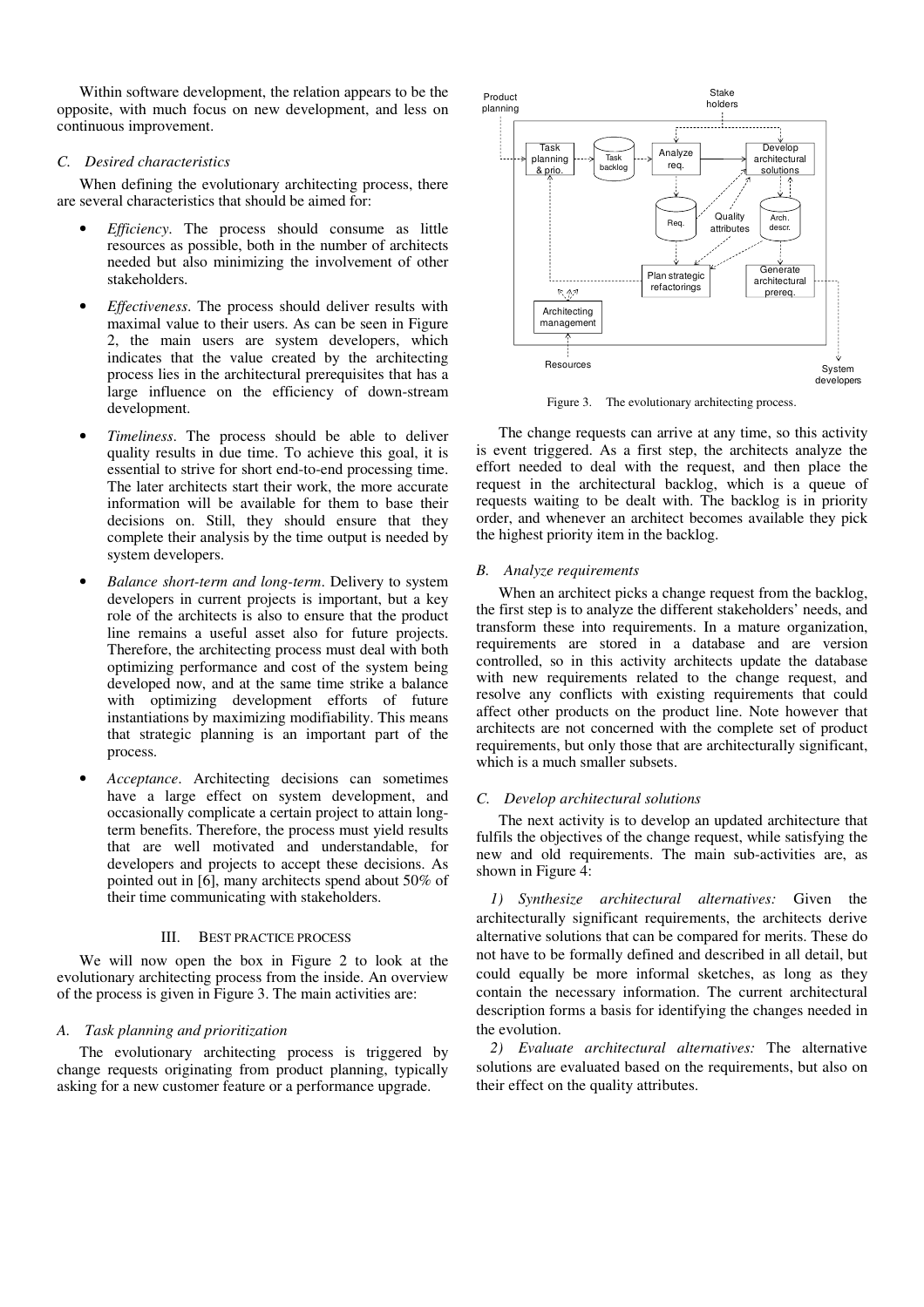Within software development, the relation appears to be the opposite, with much focus on new development, and less on continuous improvement.

### C. Desired characteristics

When defining the evolutionary architecting process, there are several characteristics that should be aimed for:

- *Efficiency*. The process should consume as little resources as possible, both in the number of architects needed but also minimizing the involvement of other stakeholders.
- *Effectiveness*. The process should deliver results with maximal value to their users. As can be seen in Figure 2, the main users are system developers, which indicates that the value created by the architecting process lies in the architectural prerequisites that has a large influence on the efficiency of down-stream development.
- *Timeliness*. The process should be able to deliver quality results in due time. To achieve this goal, it is essential to strive for short end-to-end processing time. The later architects start their work, the more accurate information will be available for them to base their decisions on. Still, they should ensure that they complete their analysis by the time output is needed by system developers.
- *Balance short-term and long-term*. Delivery to system developers in current projects is important, but a key role of the architects is also to ensure that the product line remains a useful asset also for future projects. Therefore, the architecting process must deal with both optimizing performance and cost of the system being developed now, and at the same time strike a balance with optimizing development efforts of future instantiations by maximizing modifiability. This means that strategic planning is an important part of the process.
- *Acceptance*. Architecting decisions can sometimes have a large effect on system development, and occasionally complicate a certain project to attain long-term benefits. Therefore, the process must yield results that are well motivated and understandable, for developers and projects to accept these decisions. As pointed out in [6], many architects spend about 50% of their time communicating with stakeholders.

## III. BEST PRACTICE PROCESS

We will now open the box in Figure 2 to look at the evolutionary architecting process from the inside. An overview of the process is given in Figure 3. The main activities are:

### A. Task planning and prioritization

The evolutionary architecting process is triggered by change requests originating from product planning, typically asking for a new customer feature or a performance upgrade.

Product planning

Stake holders

Task planning & prio.

Task backlog

Analyze req.

Develop architectural solutions

Req.

Quality attributes

Arch. descr.

Plan strategic refactorings

Generate architectural prereq.

Architecting management

Resources

System developers

Figure 3. The evolutionary architecting process.

The change requests can arrive at any time, so this activity is event triggered. As a first step, the architects analyze the effort needed to deal with the request, and then place the request in the architectural backlog, which is a queue of requests waiting to be dealt with. The backlog is in priority order, and whenever an architect becomes available they pick the highest priority item in the backlog.

### B. Analyze requirements

When an architect picks a change request from the backlog, the first step is to analyze the different stakeholders' needs, and transform these into requirements. In a mature organization, requirements are stored in a database and are version controlled, so in this activity architects update the database with new requirements related to the change request, and resolve any conflicts with existing requirements that could affect other products on the product line. Note however that architects are not concerned with the complete set of product requirements, but only those that are architecturally significant, which is a much smaller subsets.

### C. Develop architectural solutions

The next activity is to develop an updated architecture that fulfils the objectives of the change request, while satisfying the new and old requirements. The main sub-activities are, as shown in Figure 4:

*1) Synthesize architectural alternatives:* Given the architecturally significant requirements, the architects derive alternative solutions that can be compared for merits. These do not have to be formally defined and described in all detail, but could equally be more informal sketches, as long as they contain the necessary information. The current architectural description forms a basis for identifying the changes needed in the evolution.

*2) Evaluate architectural alternatives:* The alternative solutions are evaluated based on the requirements, but also on their effect on the quality attributes.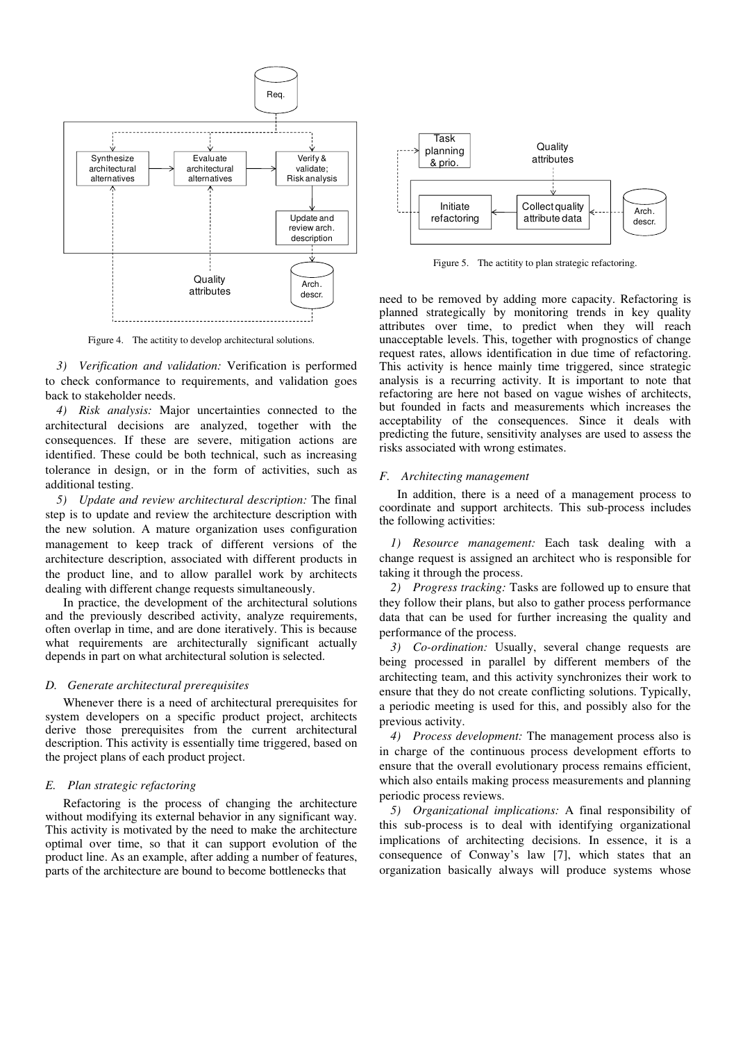Req.

Synthesize architectural alternatives

Evaluate architectural alternatives

Verify & validate; Risk analysis

Update and review arch. description

Quality attributes

Arch. descr.

Figure 4. The actitity to develop architectural solutions.

*3) Verification and validation:* Verification is performed to check conformance to requirements, and validation goes back to stakeholder needs.

*4) Risk analysis:* Major uncertainties connected to the architectural decisions are analyzed, together with the consequences. If these are severe, mitigation actions are identified. These could be both technical, such as increasing tolerance in design, or in the form of activities, such as additional testing.

*5) Update and review architectural description:* The final step is to update and review the architecture description with the new solution. A mature organization uses configuration management to keep track of different versions of the architecture description, associated with different products in the product line, and to allow parallel work by architects dealing with different change requests simultaneously.

In practice, the development of the architectural solutions and the previously described activity, analyze requirements, often overlap in time, and are done iteratively. This is because what requirements are architecturally significant actually depends in part on what architectural solution is selected.

### D. Generate architectural prerequisites

Whenever there is a need of architectural prerequisites for system developers on a specific product project, architects derive those prerequisites from the current architectural description. This activity is essentially time triggered, based on the project plans of each product project.

### E. Plan strategic refactoring

Refactoring is the process of changing the architecture without modifying its external behavior in any significant way. This activity is motivated by the need to make the architecture optimal over time, so that it can support evolution of the product line. As an example, after adding a number of features, parts of the architecture are bound to become bottlenecks that need to be removed by adding more capacity. Refactoring is planned strategically by monitoring trends in key quality attributes over time, to predict when they will reach unacceptable levels. This, together with prognostics of change request rates, allows identification in due time of refactoring. This activity is hence mainly time triggered, since strategic analysis is a recurring activity. It is important to note that refactoring are here not based on vague wishes of architects, but founded in facts and measurements which increases the acceptability of the consequences. Since it deals with predicting the future, sensitivity analyses are used to assess the risks associated with wrong estimates.

Task planning & prio.

Quality attributes

Initiate refactoring

Collect quality attribute data

Arch. descr.

Figure 5. The actitity to plan strategic refactoring.

### F. Architecting management

In addition, there is a need of a management process to coordinate and support architects. This sub-process includes the following activities:

*1) Resource management:* Each task dealing with a change request is assigned an architect who is responsible for taking it through the process.

*2) Progress tracking:* Tasks are followed up to ensure that they follow their plans, but also to gather process performance data that can be used for further increasing the quality and performance of the process.

*3) Co-ordination:* Usually, several change requests are being processed in parallel by different members of the architecting team, and this activity synchronizes their work to ensure that they do not create conflicting solutions. Typically, a periodic meeting is used for this, and possibly also for the previous activity.

*4) Process development:* The management process also is in charge of the continuous process development efforts to ensure that the overall evolutionary process remains efficient, which also entails making process measurements and planning periodic process reviews.

*5) Organizational implications:* A final responsibility of this sub-process is to deal with identifying organizational implications of architecting decisions. In essence, it is a consequence of Conway's law [7], which states that an organization basically always will produce systems whose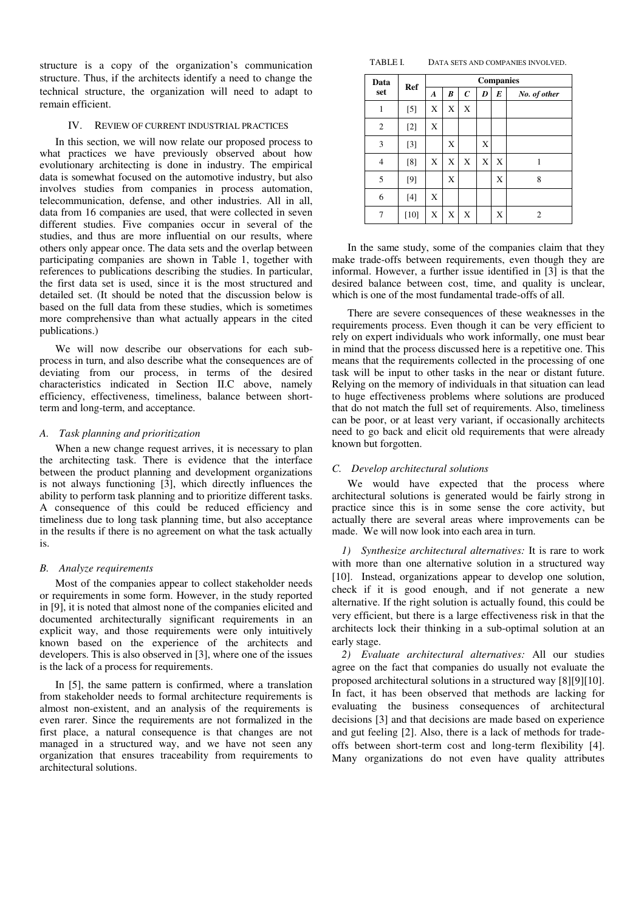structure is a copy of the organization's communication structure. Thus, if the architects identify a need to change the technical structure, the organization will need to adapt to remain efficient.

## IV. REVIEW OF CURRENT INDUSTRIAL PRACTICES

In this section, we will now relate our proposed process to what practices we have previously observed about how evolutionary architecting is done in industry. The empirical data is somewhat focused on the automotive industry, but also involves studies from companies in process automation, telecommunication, defense, and other industries. All in all, data from 16 companies are used, that were collected in seven different studies. Five companies occur in several of the studies, and thus are more influential on our results, where others only appear once. The data sets and the overlap between participating companies are shown in Table 1, together with references to publications describing the studies. In particular, the first data set is used, since it is the most structured and detailed set. (It should be noted that the discussion below is based on the full data from these studies, which is sometimes more comprehensive than what actually appears in the cited publications.)

We will now describe our observations for each sub-process in turn, and also describe what the consequences are of deviating from our process, in terms of the desired characteristics indicated in Section II.C above, namely efficiency, effectiveness, timeliness, balance between short-term and long-term, and acceptance.

### A. Task planning and prioritization

When a new change request arrives, it is necessary to plan the architecting task. There is evidence that the interface between the product planning and development organizations is not always functioning [3], which directly influences the ability to perform task planning and to prioritize different tasks. A consequence of this could be reduced efficiency and timeliness due to long task planning time, but also acceptance in the results if there is no agreement on what the task actually is.

### B. Analyze requirements

Most of the companies appear to collect stakeholder needs or requirements in some form. However, in the study reported in [9], it is noted that almost none of the companies elicited and documented architecturally significant requirements in an explicit way, and those requirements were only intuitively known based on the experience of the architects and developers. This is also observed in [3], where one of the issues is the lack of a process for requirements.

In [5], the same pattern is confirmed, where a translation from stakeholder needs to formal architecture requirements is almost non-existent, and an analysis of the requirements is even rarer. Since the requirements are not formalized in the first place, a natural consequence is that changes are not managed in a structured way, and we have not seen any organization that ensures traceability from requirements to architectural solutions.

TABLE I. DATA SETS AND COMPANIES INVOLVED.

| Data set | Ref | Companies | | | | | |
|---|---|---|---|---|---|---|---|
| | | *A* | *B* | *C* | *D* | *E* | *No. of other* |
| 1 | [5] | X | X | X | | | |
| 2 | [2] | X | | | | | |
| 3 | [3] | | X | | X | | |
| 4 | [8] | X | X | X | X | X | 1 |
| 5 | [9] | | X | | | X | 8 |
| 6 | [4] | X | | | | | |
| 7 | [10] | X | X | X | | X | 2 |

In the same study, some of the companies claim that they make trade-offs between requirements, even though they are informal. However, a further issue identified in [3] is that the desired balance between cost, time, and quality is unclear, which is one of the most fundamental trade-offs of all.

There are severe consequences of these weaknesses in the requirements process. Even though it can be very efficient to rely on expert individuals who work informally, one must bear in mind that the process discussed here is a repetitive one. This means that the requirements collected in the processing of one task will be input to other tasks in the near or distant future. Relying on the memory of individuals in that situation can lead to huge effectiveness problems where solutions are produced that do not match the full set of requirements. Also, timeliness can be poor, or at least very variant, if occasionally architects need to go back and elicit old requirements that were already known but forgotten.

### C. Develop architectural solutions

We would have expected that the process where architectural solutions is generated would be fairly strong in practice since this is in some sense the core activity, but actually there are several areas where improvements can be made. We will now look into each area in turn.

*1) Synthesize architectural alternatives:* It is rare to work with more than one alternative solution in a structured way [10]. Instead, organizations appear to develop one solution, check if it is good enough, and if not generate a new alternative. If the right solution is actually found, this could be very efficient, but there is a large effectiveness risk in that the architects lock their thinking in a sub-optimal solution at an early stage.

*2) Evaluate architectural alternatives:* All our studies agree on the fact that companies do usually not evaluate the proposed architectural solutions in a structured way [8][9][10]. In fact, it has been observed that methods are lacking for evaluating the business consequences of architectural decisions [3] and that decisions are made based on experience and gut feeling [2]. Also, there is a lack of methods for trade-offs between short-term cost and long-term flexibility [4]. Many organizations do not even have quality attributes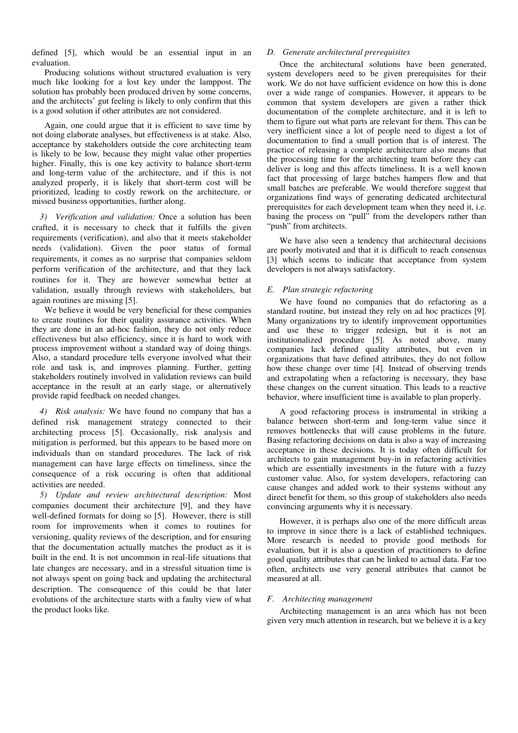defined [5], which would be an essential input in an evaluation.

Producing solutions without structured evaluation is very much like looking for a lost key under the lamppost. The solution has probably been produced driven by some concerns, and the architects' gut feeling is likely to only confirm that this is a good solution if other attributes are not considered.

Again, one could argue that it is efficient to save time by not doing elaborate analyses, but effectiveness is at stake. Also, acceptance by stakeholders outside the core architecting team is likely to be low, because they might value other properties higher. Finally, this is one key activity to balance short-term and long-term value of the architecture, and if this is not analyzed properly, it is likely that short-term cost will be prioritized, leading to costly rework on the architecture, or missed business opportunities, further along.

*3) Verification and validation:* Once a solution has been crafted, it is necessary to check that it fulfills the given requirements (verification), and also that it meets stakeholder needs (validation). Given the poor status of formal requirements, it comes as no surprise that companies seldom perform verification of the architecture, and that they lack routines for it. They are however somewhat better at validation, usually through reviews with stakeholders, but again routines are missing [5].

We believe it would be very beneficial for these companies to create routines for their quality assurance activities. When they are done in an ad-hoc fashion, they do not only reduce effectiveness but also efficiency, since it is hard to work with process improvement without a standard way of doing things. Also, a standard procedure tells everyone involved what their role and task is, and improves planning. Further, getting stakeholders routinely involved in validation reviews can build acceptance in the result at an early stage, or alternatively provide rapid feedback on needed changes.

*4) Risk analysis:* We have found no company that has a defined risk management strategy connected to their architecting process [5]. Occasionally, risk analysis and mitigation is performed, but this appears to be based more on individuals than on standard procedures. The lack of risk management can have large effects on timeliness, since the consequence of a risk occuring is often that additional activities are needed.

*5) Update and review architectural description:* Most companies document their architecture [9], and they have well-defined formats for doing so [5]. However, there is still room for improvements when it comes to routines for versioning, quality reviews of the description, and for ensuring that the documentation actually matches the product as it is built in the end. It is not uncommon in real-life situations that late changes are necessary, and in a stressful situation time is not always spent on going back and updating the architectural description. The consequence of this could be that later evolutions of the architecture starts with a faulty view of what the product looks like.

### *D. Generate architectural prerequisites*

Once the architectural solutions have been generated, system developers need to be given prerequisites for their work. We do not have sufficient evidence on how this is done over a wide range of companies. However, it appears to be common that system developers are given a rather thick documentation of the complete architecture, and it is left to them to figure out what parts are relevant for them. This can be very inefficient since a lot of people need to digest a lot of documentation to find a small portion that is of interest. The practice of releasing a complete architecture also means that the processing time for the architecting team before they can deliver is long and this affects timeliness. It is a well known fact that processing of large batches hampers flow and that small batches are preferable. We would therefore suggest that organizations find ways of generating dedicated architectural prerequisites for each development team when they need it, i.e. basing the process on "pull" from the developers rather than "push" from architects.

We have also seen a tendency that architectural decisions are poorly motivated and that it is difficult to reach consensus [3] which seems to indicate that acceptance from system developers is not always satisfactory.

### *E. Plan strategic refactoring*

We have found no companies that do refactoring as a standard routine, but instead they rely on ad hoc practices [9]. Many organizations try to identify improvement opportunities and use these to trigger redesign, but it is not an institutionalized procedure [5]. As noted above, many companies lack defined quality attributes, but even in organizations that have defined attributes, they do not follow how these change over time [4]. Instead of observing trends and extrapolating when a refactoring is necessary, they base these changes on the current situation. This leads to a reactive behavior, where insufficient time is available to plan properly.

A good refactoring process is instrumental in striking a balance between short-term and long-term value since it removes bottlenecks that will cause problems in the future. Basing refactoring decisions on data is also a way of increasing acceptance in these decisions. It is today often difficult for architects to gain management buy-in in refactoring activities which are essentially investments in the future with a fuzzy customer value. Also, for system developers, refactoring can cause changes and added work to their systems without any direct benefit for them, so this group of stakeholders also needs convincing arguments why it is necessary.

However, it is perhaps also one of the more difficult areas to improve in since there is a lack of established techniques. More research is needed to provide good methods for evaluation, but it is also a question of practitioners to define good quality attributes that can be linked to actual data. Far too often, architects use very general attributes that cannot be measured at all.

### *F. Architecting management*

Architecting management is an area which has not been given very much attention in research, but we believe it is a key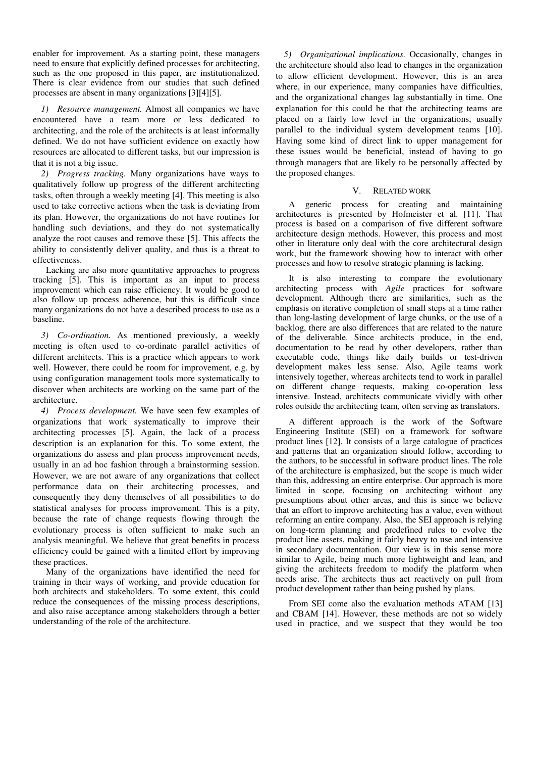enabler for improvement. As a starting point, these managers need to ensure that explicitly defined processes for architecting, such as the one proposed in this paper, are institutionalized. There is clear evidence from our studies that such defined processes are absent in many organizations [3][4][5].

*1) Resource management.* Almost all companies we have encountered have a team more or less dedicated to architecting, and the role of the architects is at least informally defined. We do not have sufficient evidence on exactly how resources are allocated to different tasks, but our impression is that it is not a big issue.

*2) Progress tracking.* Many organizations have ways to qualitatively follow up progress of the different architecting tasks, often through a weekly meeting [4]. This meeting is also used to take corrective actions when the task is deviating from its plan. However, the organizations do not have routines for handling such deviations, and they do not systematically analyze the root causes and remove these [5]. This affects the ability to consistently deliver quality, and thus is a threat to effectiveness.

Lacking are also more quantitative approaches to progress tracking [5]. This is important as an input to process improvement which can raise efficiency. It would be good to also follow up process adherence, but this is difficult since many organizations do not have a described process to use as a baseline.

*3) Co-ordination.* As mentioned previously, a weekly meeting is often used to co-ordinate parallel activities of different architects. This is a practice which appears to work well. However, there could be room for improvement, e.g. by using configuration management tools more systematically to discover when architects are working on the same part of the architecture.

*4) Process development.* We have seen few examples of organizations that work systematically to improve their architecting processes [5]. Again, the lack of a process description is an explanation for this. To some extent, the organizations do assess and plan process improvement needs, usually in an ad hoc fashion through a brainstorming session. However, we are not aware of any organizations that collect performance data on their architecting processes, and consequently they deny themselves of all possibilities to do statistical analyses for process improvement. This is a pity, because the rate of change requests flowing through the evolutionary process is often sufficient to make such an analysis meaningful. We believe that great benefits in process efficiency could be gained with a limited effort by improving these practices.

Many of the organizations have identified the need for training in their ways of working, and provide education for both architects and stakeholders. To some extent, this could reduce the consequences of the missing process descriptions, and also raise acceptance among stakeholders through a better understanding of the role of the architecture.

*5) Organizational implications.* Occasionally, changes in the architecture should also lead to changes in the organization to allow efficient development. However, this is an area where, in our experience, many companies have difficulties, and the organizational changes lag substantially in time. One explanation for this could be that the architecting teams are placed on a fairly low level in the organizations, usually parallel to the individual system development teams [10]. Having some kind of direct link to upper management for these issues would be beneficial, instead of having to go through managers that are likely to be personally affected by the proposed changes.

## V. RELATED WORK

A generic process for creating and maintaining architectures is presented by Hofmeister et al. [11]. That process is based on a comparison of five different software architecture design methods. However, this process and most other in literature only deal with the core architectural design work, but the framework showing how to interact with other processes and how to resolve strategic planning is lacking.

It is also interesting to compare the evolutionary architecting process with *Agile* practices for software development. Although there are similarities, such as the emphasis on iterative completion of small steps at a time rather than long-lasting development of large chunks, or the use of a backlog, there are also differences that are related to the nature of the deliverable. Since architects produce, in the end, documentation to be read by other developers, rather than executable code, things like daily builds or test-driven development makes less sense. Also, Agile teams work intensively together, whereas architects tend to work in parallel on different change requests, making co-operation less intensive. Instead, architects communicate vividly with other roles outside the architecting team, often serving as translators.

A different approach is the work of the Software Engineering Institute (SEI) on a framework for software product lines [12]. It consists of a large catalogue of practices and patterns that an organization should follow, according to the authors, to be successful in software product lines. The role of the architecture is emphasized, but the scope is much wider than this, addressing an entire enterprise. Our approach is more limited in scope, focusing on architecting without any presumptions about other areas, and this is since we believe that an effort to improve architecting has a value, even without reforming an entire company. Also, the SEI approach is relying on long-term planning and predefined rules to evolve the product line assets, making it fairly heavy to use and intensive in secondary documentation. Our view is in this sense more similar to Agile, being much more lightweight and lean, and giving the architects freedom to modify the platform when needs arise. The architects thus act reactively on pull from product development rather than being pushed by plans.

From SEI come also the evaluation methods ATAM [13] and CBAM [14]. However, these methods are not so widely used in practice, and we suspect that they would be too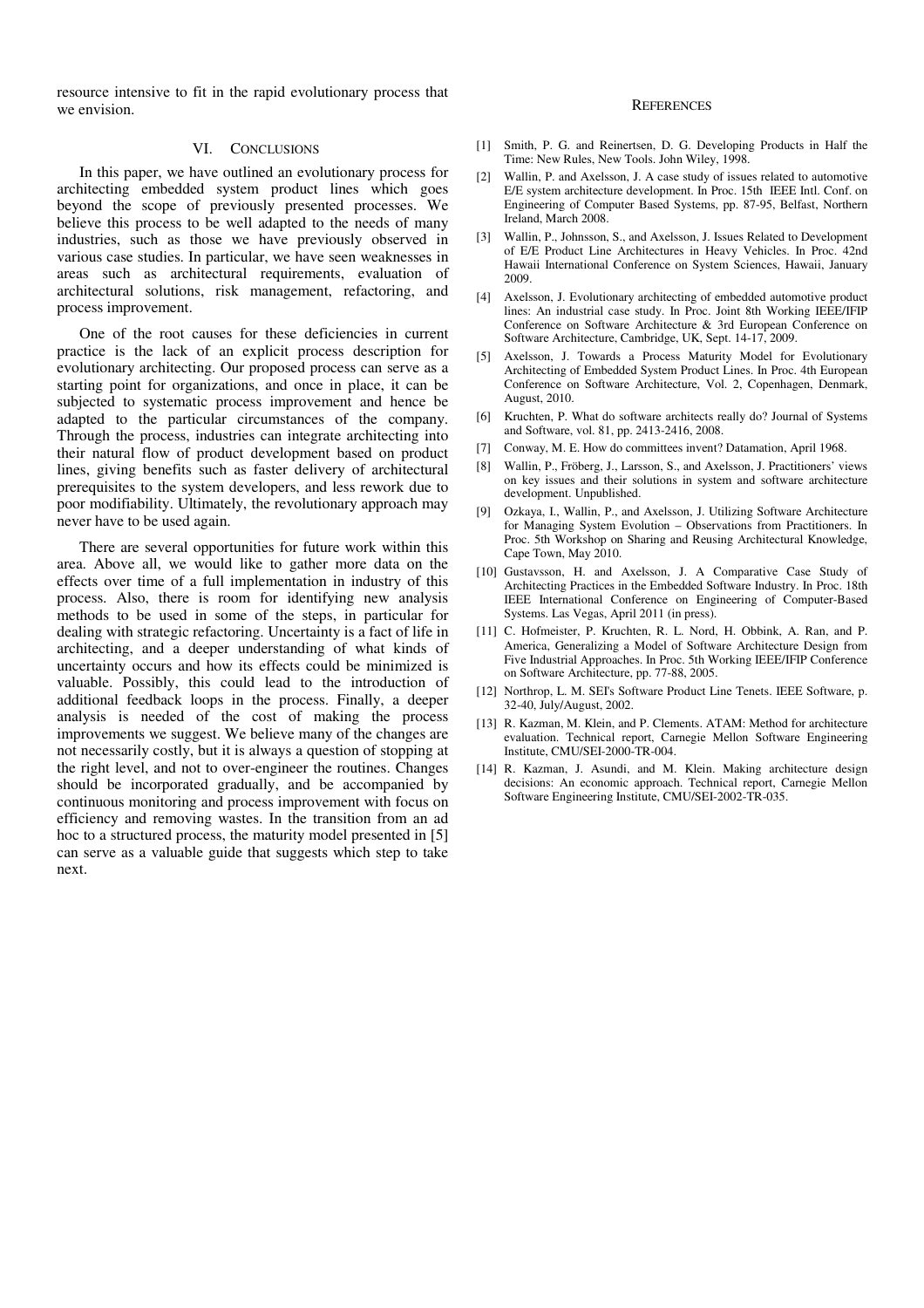resource intensive to fit in the rapid evolutionary process that we envision.

## VI. CONCLUSIONS

In this paper, we have outlined an evolutionary process for architecting embedded system product lines which goes beyond the scope of previously presented processes. We believe this process to be well adapted to the needs of many industries, such as those we have previously observed in various case studies. In particular, we have seen weaknesses in areas such as architectural requirements, evaluation of architectural solutions, risk management, refactoring, and process improvement.

One of the root causes for these deficiencies in current practice is the lack of an explicit process description for evolutionary architecting. Our proposed process can serve as a starting point for organizations, and once in place, it can be subjected to systematic process improvement and hence be adapted to the particular circumstances of the company. Through the process, industries can integrate architecting into their natural flow of product development based on product lines, giving benefits such as faster delivery of architectural prerequisites to the system developers, and less rework due to poor modifiability. Ultimately, the revolutionary approach may never have to be used again.

There are several opportunities for future work within this area. Above all, we would like to gather more data on the effects over time of a full implementation in industry of this process. Also, there is room for identifying new analysis methods to be used in some of the steps, in particular for dealing with strategic refactoring. Uncertainty is a fact of life in architecting, and a deeper understanding of what kinds of uncertainty occurs and how its effects could be minimized is valuable. Possibly, this could lead to the introduction of additional feedback loops in the process. Finally, a deeper analysis is needed of the cost of making the process improvements we suggest. We believe many of the changes are not necessarily costly, but it is always a question of stopping at the right level, and not to over-engineer the routines. Changes should be incorporated gradually, and be accompanied by continuous monitoring and process improvement with focus on efficiency and removing wastes. In the transition from an ad hoc to a structured process, the maturity model presented in [5] can serve as a valuable guide that suggests which step to take next.

## REFERENCES

[1] Smith, P. G. and Reinertsen, D. G. Developing Products in Half the Time: New Rules, New Tools. John Wiley, 1998.

[2] Wallin, P. and Axelsson, J. A case study of issues related to automotive E/E system architecture development. In Proc. 15th IEEE Intl. Conf. on Engineering of Computer Based Systems, pp. 87-95, Belfast, Northern Ireland, March 2008.

[3] Wallin, P., Johnsson, S., and Axelsson, J. Issues Related to Development of E/E Product Line Architectures in Heavy Vehicles. In Proc. 42nd Hawaii International Conference on System Sciences, Hawaii, January 2009.

[4] Axelsson, J. Evolutionary architecting of embedded automotive product lines: An industrial case study. In Proc. Joint 8th Working IEEE/IFIP Conference on Software Architecture & 3rd European Conference on Software Architecture, Cambridge, UK, Sept. 14-17, 2009.

[5] Axelsson, J. Towards a Process Maturity Model for Evolutionary Architecting of Embedded System Product Lines. In Proc. 4th European Conference on Software Architecture, Vol. 2, Copenhagen, Denmark, August, 2010.

[6] Kruchten, P. What do software architects really do? Journal of Systems and Software, vol. 81, pp. 2413-2416, 2008.

[7] Conway, M. E. How do committees invent? Datamation, April 1968.

[8] Wallin, P., Fröberg, J., Larsson, S., and Axelsson, J. Practitioners' views on key issues and their solutions in system and software architecture development. Unpublished.

[9] Ozkaya, I., Wallin, P., and Axelsson, J. Utilizing Software Architecture for Managing System Evolution – Observations from Practitioners. In Proc. 5th Workshop on Sharing and Reusing Architectural Knowledge, Cape Town, May 2010.

[10] Gustavsson, H. and Axelsson, J. A Comparative Case Study of Architecting Practices in the Embedded Software Industry. In Proc. 18th IEEE International Conference on Engineering of Computer-Based Systems. Las Vegas, April 2011 (in press).

[11] C. Hofmeister, P. Kruchten, R. L. Nord, H. Obbink, A. Ran, and P. America, Generalizing a Model of Software Architecture Design from Five Industrial Approaches. In Proc. 5th Working IEEE/IFIP Conference on Software Architecture, pp. 77-88, 2005.

[12] Northrop, L. M. SEI's Software Product Line Tenets. IEEE Software, p. 32-40, July/August, 2002.

[13] R. Kazman, M. Klein, and P. Clements. ATAM: Method for architecture evaluation. Technical report, Carnegie Mellon Software Engineering Institute, CMU/SEI-2000-TR-004.

[14] R. Kazman, J. Asundi, and M. Klein. Making architecture design decisions: An economic approach. Technical report, Carnegie Mellon Software Engineering Institute, CMU/SEI-2002-TR-035.